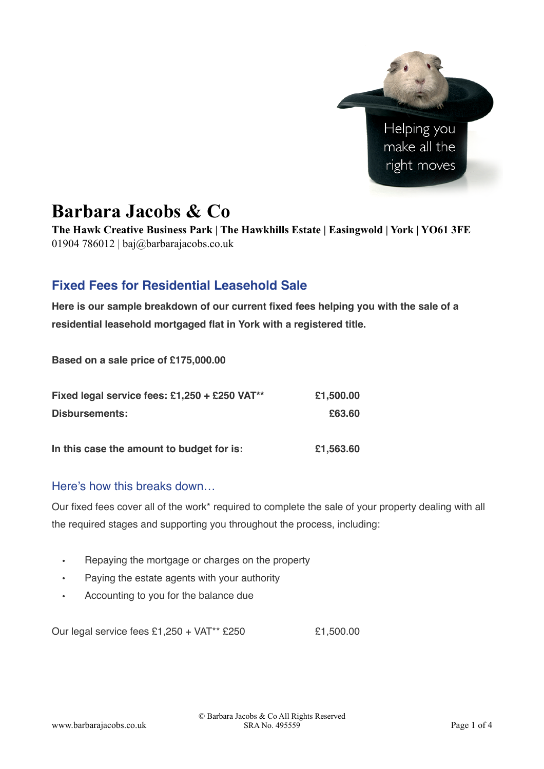# Barbara Jacobs & Co

**The Hawk Creative Business Park | The Hawkhills Estate | Easingwold | York | YO61 3FE**
01904 786012 | baj@barbarajacobs.co.uk

## Fixed Fees for Residential Leasehold Sale

**Here is our sample breakdown of our current fixed fees helping you with the sale of a residential leasehold mortgaged flat in York with a registered title.**

**Based on a sale price of £175,000.00**

| | |
|---|---|
| **Fixed legal service fees: £1,250 + £250 VAT**** | **£1,500.00** |
| **Disbursements:** | **£63.60** |
| **In this case the amount to budget for is:** | **£1,563.60** |

### Here's how this breaks down…

Our fixed fees cover all of the work* required to complete the sale of your property dealing with all the required stages and supporting you throughout the process, including:

- Repaying the mortgage or charges on the property
- Paying the estate agents with your authority
- Accounting to you for the balance due

| | |
|---|---|
| Our legal service fees £1,250 + VAT** £250 | £1,500.00 |

www.barbarajacobs.co.uk

© Barbara Jacobs & Co All Rights Reserved
SRA No. 495559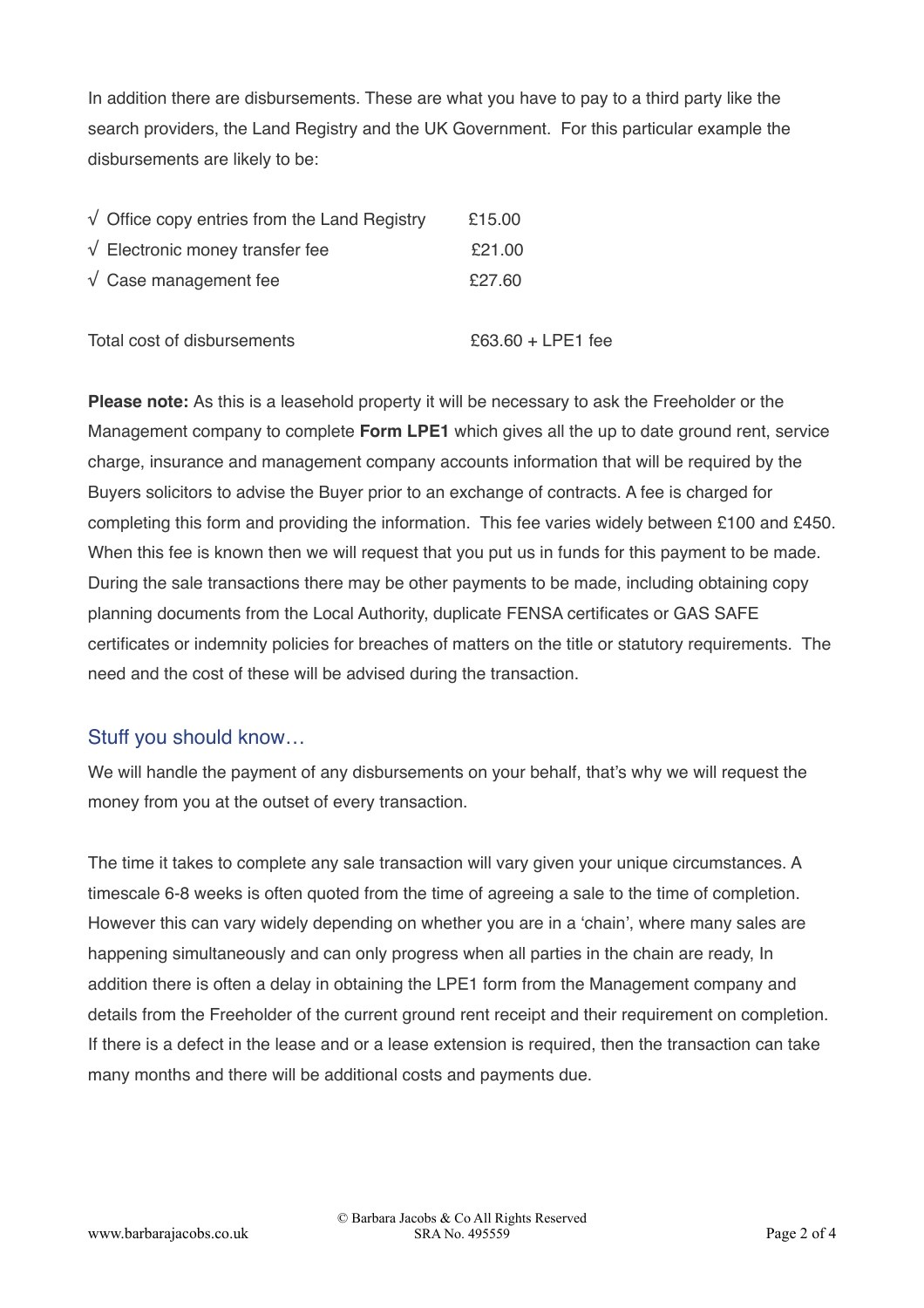In addition there are disbursements. These are what you have to pay to a third party like the search providers, the Land Registry and the UK Government. For this particular example the disbursements are likely to be:

| | |
|---|---|
| √ Office copy entries from the Land Registry | £15.00 |
| √ Electronic money transfer fee | £21.00 |
| √ Case management fee | £27.60 |
| | |
| Total cost of disbursements | £63.60 + LPE1 fee |

**Please note:** As this is a leasehold property it will be necessary to ask the Freeholder or the Management company to complete **Form LPE1** which gives all the up to date ground rent, service charge, insurance and management company accounts information that will be required by the Buyers solicitors to advise the Buyer prior to an exchange of contracts. A fee is charged for completing this form and providing the information. This fee varies widely between £100 and £450. When this fee is known then we will request that you put us in funds for this payment to be made. During the sale transactions there may be other payments to be made, including obtaining copy planning documents from the Local Authority, duplicate FENSA certificates or GAS SAFE certificates or indemnity policies for breaches of matters on the title or statutory requirements. The need and the cost of these will be advised during the transaction.

## Stuff you should know…

We will handle the payment of any disbursements on your behalf, that's why we will request the money from you at the outset of every transaction.

The time it takes to complete any sale transaction will vary given your unique circumstances. A timescale 6-8 weeks is often quoted from the time of agreeing a sale to the time of completion. However this can vary widely depending on whether you are in a 'chain', where many sales are happening simultaneously and can only progress when all parties in the chain are ready, In addition there is often a delay in obtaining the LPE1 form from the Management company and details from the Freeholder of the current ground rent receipt and their requirement on completion. If there is a defect in the lease and or a lease extension is required, then the transaction can take many months and there will be additional costs and payments due.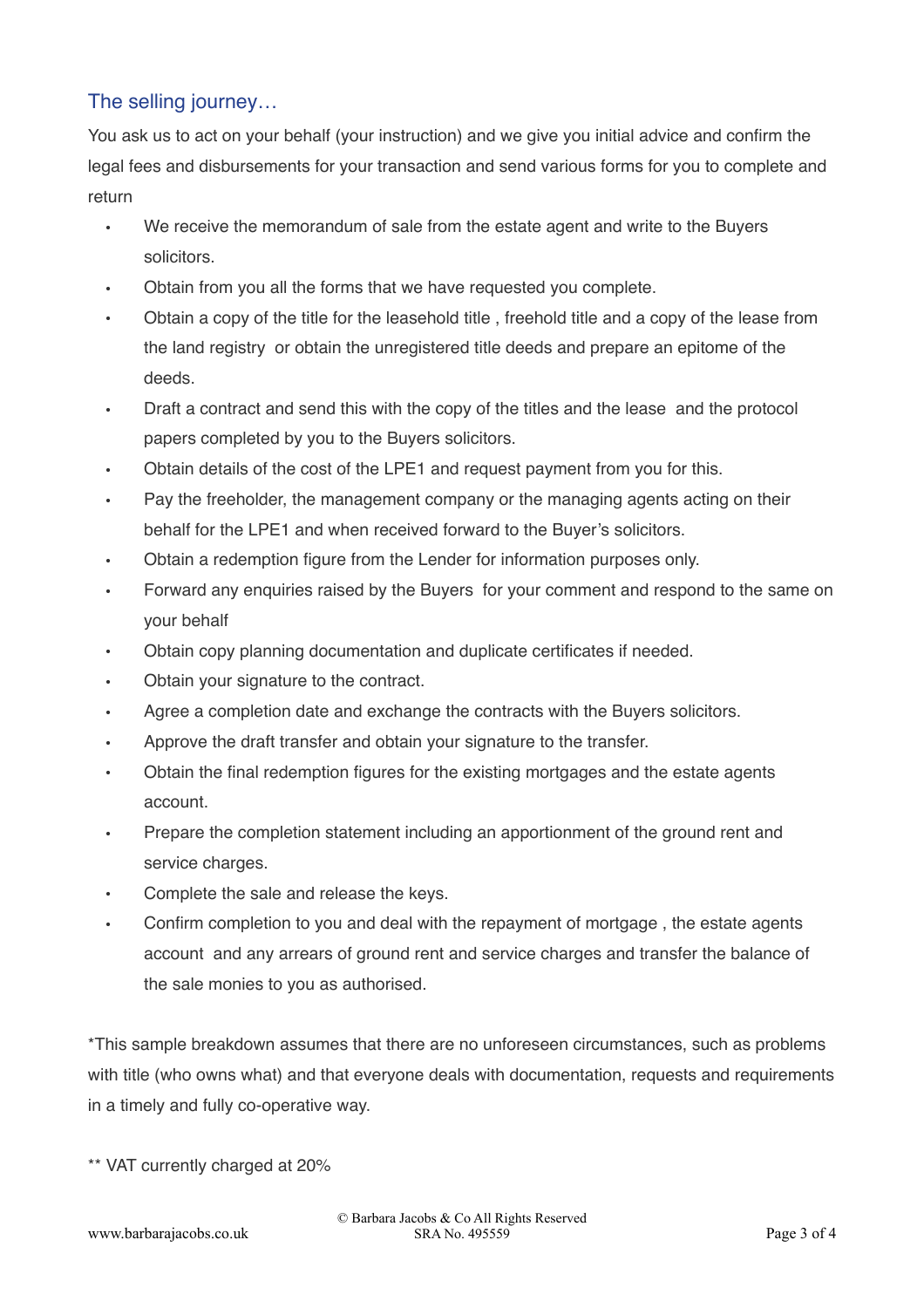## The selling journey…

You ask us to act on your behalf (your instruction) and we give you initial advice and confirm the legal fees and disbursements for your transaction and send various forms for you to complete and return

- We receive the memorandum of sale from the estate agent and write to the Buyers solicitors.
- Obtain from you all the forms that we have requested you complete.
- Obtain a copy of the title for the leasehold title , freehold title and a copy of the lease from the land registry or obtain the unregistered title deeds and prepare an epitome of the deeds.
- Draft a contract and send this with the copy of the titles and the lease and the protocol papers completed by you to the Buyers solicitors.
- Obtain details of the cost of the LPE1 and request payment from you for this.
- Pay the freeholder, the management company or the managing agents acting on their behalf for the LPE1 and when received forward to the Buyer's solicitors.
- Obtain a redemption figure from the Lender for information purposes only.
- Forward any enquiries raised by the Buyers for your comment and respond to the same on your behalf
- Obtain copy planning documentation and duplicate certificates if needed.
- Obtain your signature to the contract.
- Agree a completion date and exchange the contracts with the Buyers solicitors.
- Approve the draft transfer and obtain your signature to the transfer.
- Obtain the final redemption figures for the existing mortgages and the estate agents account.
- Prepare the completion statement including an apportionment of the ground rent and service charges.
- Complete the sale and release the keys.
- Confirm completion to you and deal with the repayment of mortgage , the estate agents account and any arrears of ground rent and service charges and transfer the balance of the sale monies to you as authorised.

*This sample breakdown assumes that there are no unforeseen circumstances, such as problems with title (who owns what) and that everyone deals with documentation, requests and requirements in a timely and fully co-operative way.

** VAT currently charged at 20%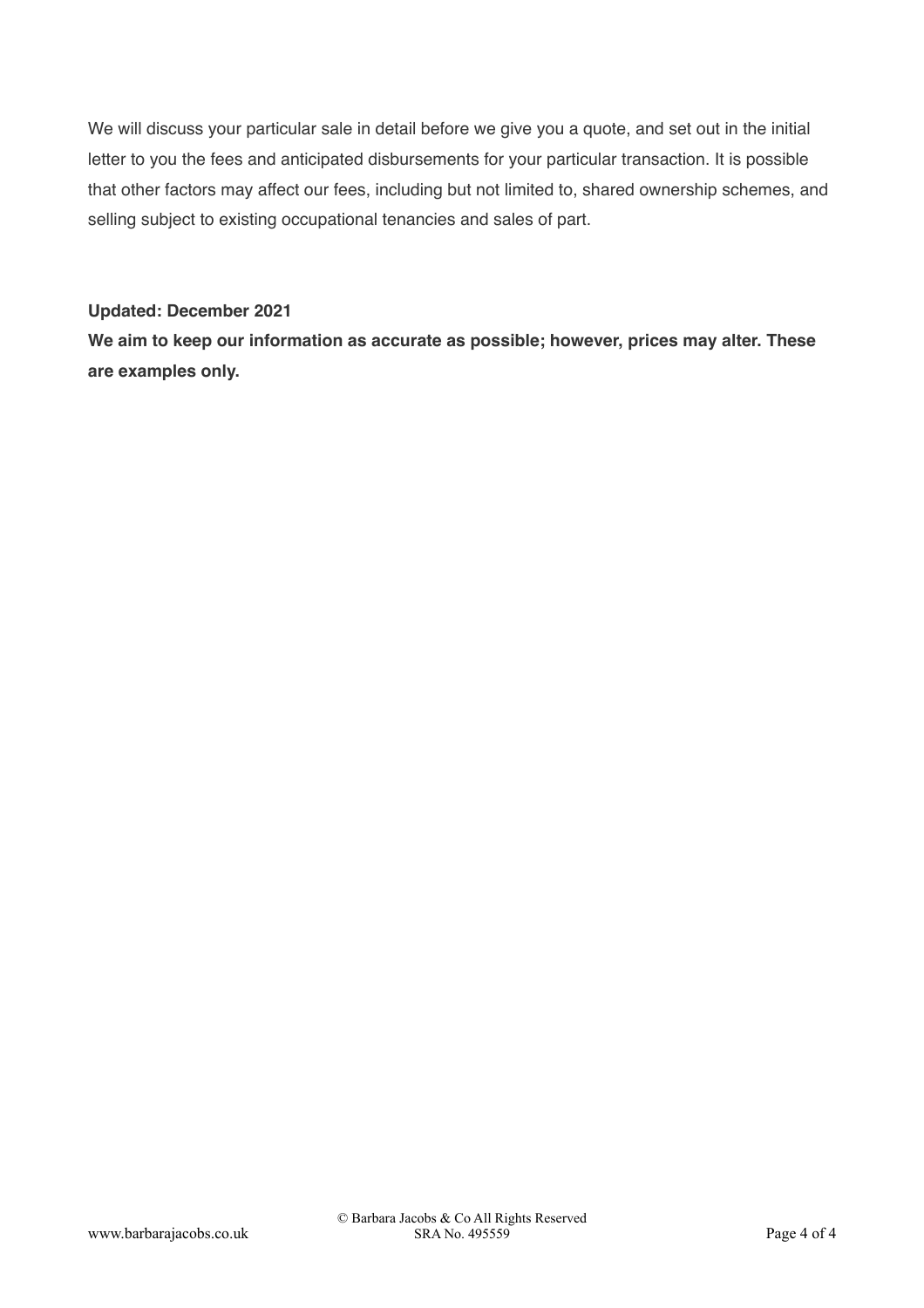We will discuss your particular sale in detail before we give you a quote, and set out in the initial letter to you the fees and anticipated disbursements for your particular transaction. It is possible that other factors may affect our fees, including but not limited to, shared ownership schemes, and selling subject to existing occupational tenancies and sales of part.

**Updated: December 2021**

**We aim to keep our information as accurate as possible; however, prices may alter. These are examples only.**